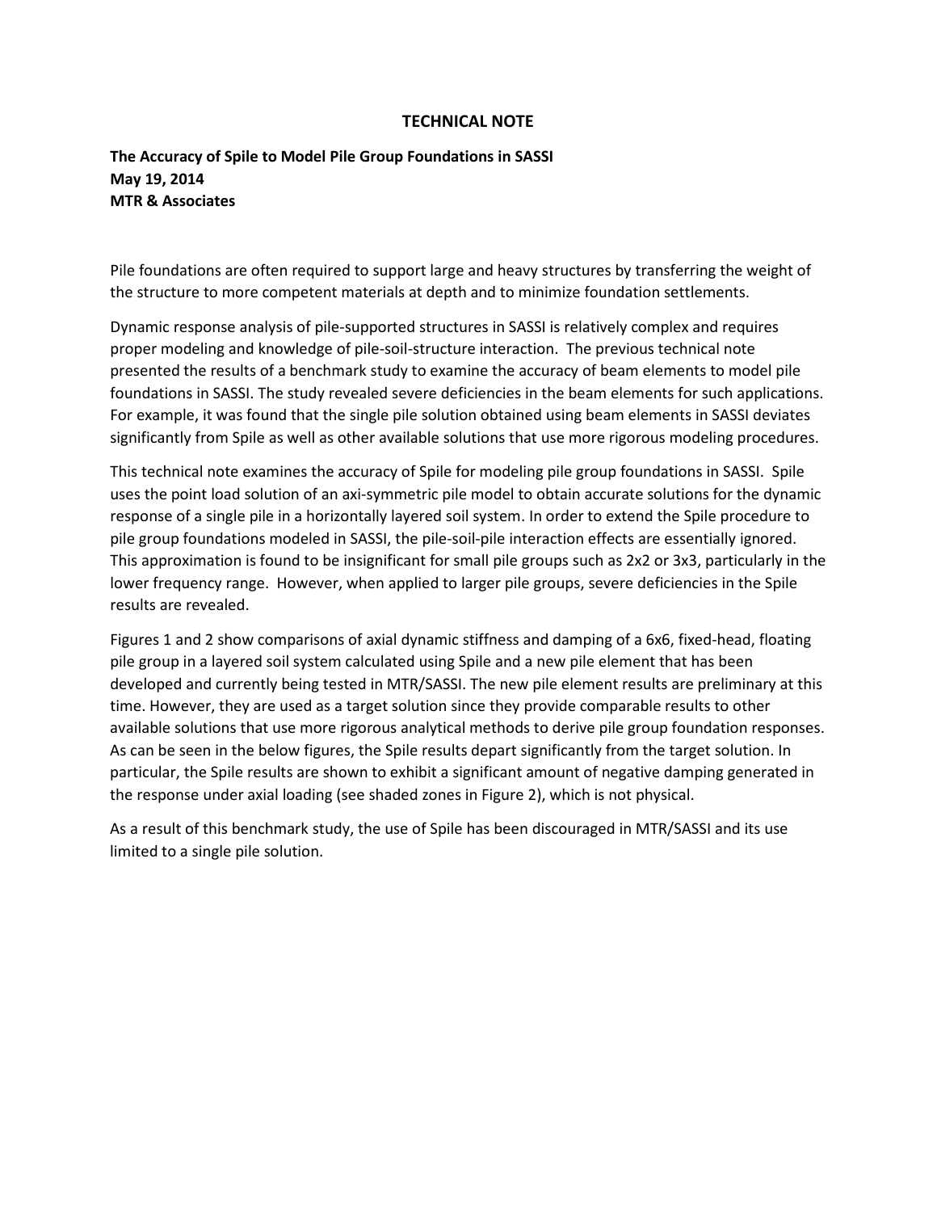# TECHNICAL NOTE

**The Accuracy of Spile to Model Pile Group Foundations in SASSI**
**May 19, 2014**
**MTR & Associates**

Pile foundations are often required to support large and heavy structures by transferring the weight of the structure to more competent materials at depth and to minimize foundation settlements.

Dynamic response analysis of pile-supported structures in SASSI is relatively complex and requires proper modeling and knowledge of pile-soil-structure interaction. The previous technical note presented the results of a benchmark study to examine the accuracy of beam elements to model pile foundations in SASSI. The study revealed severe deficiencies in the beam elements for such applications. For example, it was found that the single pile solution obtained using beam elements in SASSI deviates significantly from Spile as well as other available solutions that use more rigorous modeling procedures.

This technical note examines the accuracy of Spile for modeling pile group foundations in SASSI. Spile uses the point load solution of an axi-symmetric pile model to obtain accurate solutions for the dynamic response of a single pile in a horizontally layered soil system. In order to extend the Spile procedure to pile group foundations modeled in SASSI, the pile-soil-pile interaction effects are essentially ignored. This approximation is found to be insignificant for small pile groups such as 2x2 or 3x3, particularly in the lower frequency range. However, when applied to larger pile groups, severe deficiencies in the Spile results are revealed.

Figures 1 and 2 show comparisons of axial dynamic stiffness and damping of a 6x6, fixed-head, floating pile group in a layered soil system calculated using Spile and a new pile element that has been developed and currently being tested in MTR/SASSI. The new pile element results are preliminary at this time. However, they are used as a target solution since they provide comparable results to other available solutions that use more rigorous analytical methods to derive pile group foundation responses. As can be seen in the below figures, the Spile results depart significantly from the target solution. In particular, the Spile results are shown to exhibit a significant amount of negative damping generated in the response under axial loading (see shaded zones in Figure 2), which is not physical.

As a result of this benchmark study, the use of Spile has been discouraged in MTR/SASSI and its use limited to a single pile solution.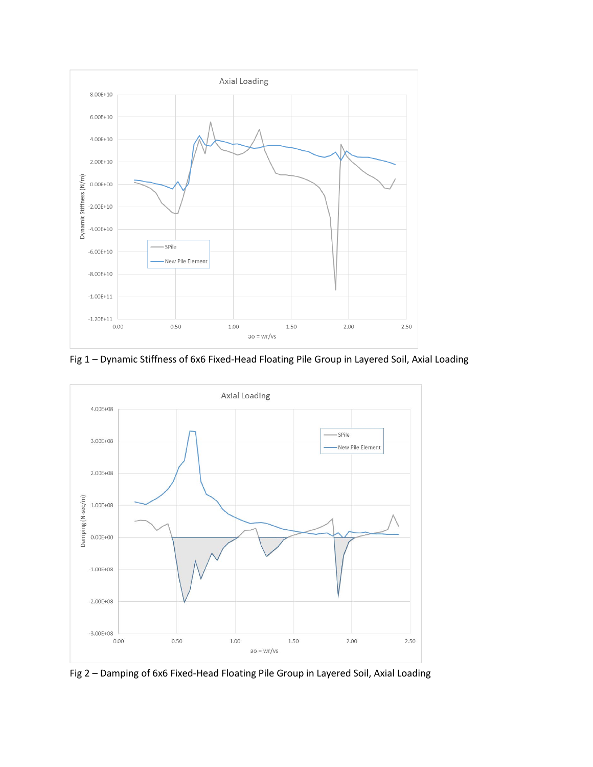Axial Loading

8.00E+10
6.00E+10
4.00E+10
2.00E+10
0.00E+00
-2.00E+10
-4.00E+10
-6.00E+10
-8.00E+10
-1.00E+11
-1.20E+11

Dynamic Stiffness (N/m)

0.00 0.50 1.00 1.50 2.00 2.50

ao = wr/vs

SPile
New Pile Element

Fig 1 – Dynamic Stiffness of 6x6 Fixed-Head Floating Pile Group in Layered Soil, Axial Loading

Axial Loading

4.00E+08
3.00E+08
2.00E+08
1.00E+08
0.00E+00
-1.00E+08
-2.00E+08
-3.00E+08

Damping (N-sec/m)

0.00 0.50 1.00 1.50 2.00 2.50

ao = wr/vs

SPile
New Pile Element

Fig 2 – Damping of 6x6 Fixed-Head Floating Pile Group in Layered Soil, Axial Loading